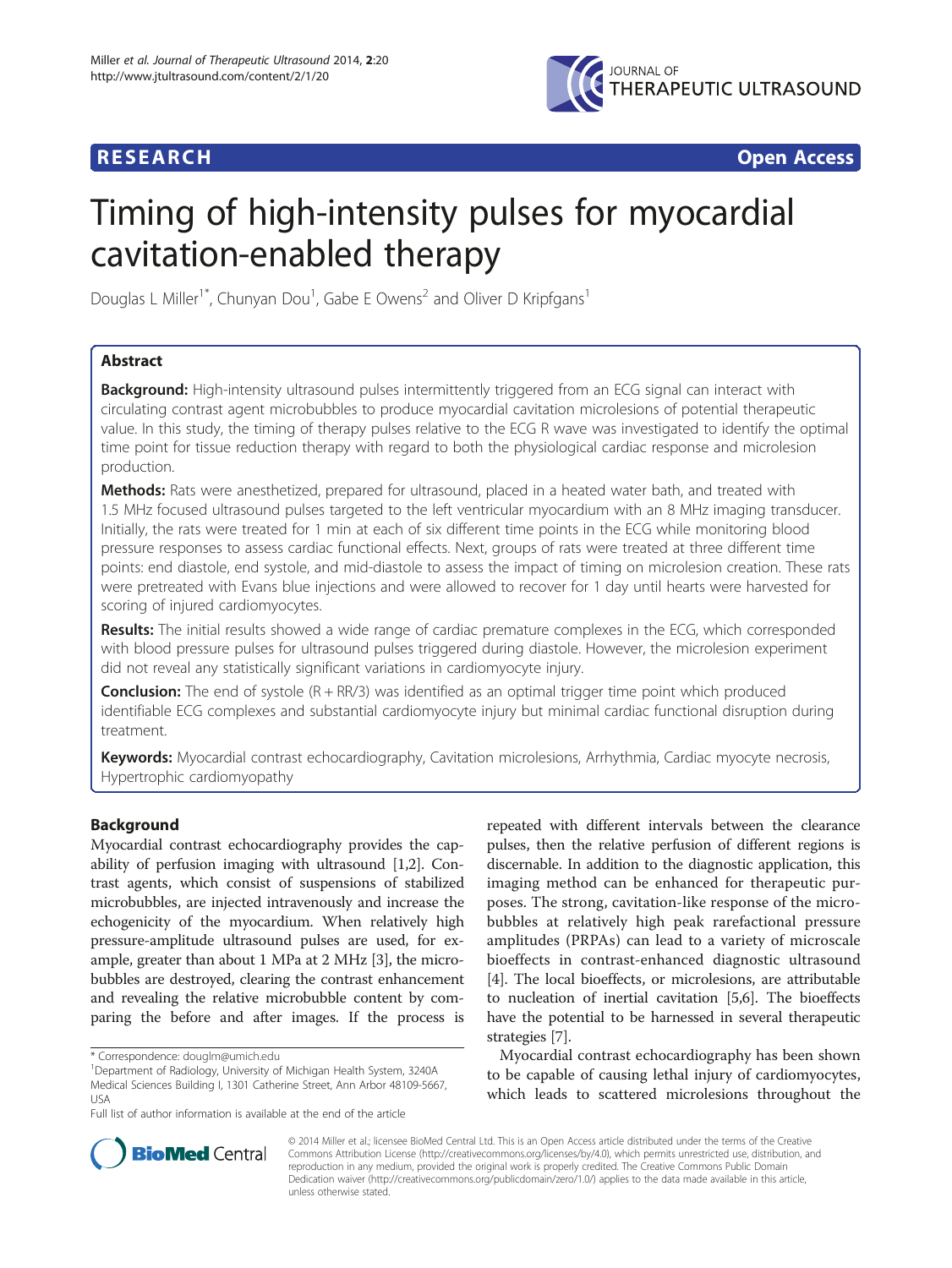RESEARCH Open Access

# Timing of high-intensity pulses for myocardial cavitation-enabled therapy

Douglas L Miller[1*], Chunyan Dou[1], Gabe E Owens[2] and Oliver D Kripfgans[1]

## Abstract

**Background:** High-intensity ultrasound pulses intermittently triggered from an ECG signal can interact with circulating contrast agent microbubbles to produce myocardial cavitation microlesions of potential therapeutic value. In this study, the timing of therapy pulses relative to the ECG R wave was investigated to identify the optimal time point for tissue reduction therapy with regard to both the physiological cardiac response and microlesion production.

**Methods:** Rats were anesthetized, prepared for ultrasound, placed in a heated water bath, and treated with 1.5 MHz focused ultrasound pulses targeted to the left ventricular myocardium with an 8 MHz imaging transducer. Initially, the rats were treated for 1 min at each of six different time points in the ECG while monitoring blood pressure responses to assess cardiac functional effects. Next, groups of rats were treated at three different time points: end diastole, end systole, and mid-diastole to assess the impact of timing on microlesion creation. These rats were pretreated with Evans blue injections and were allowed to recover for 1 day until hearts were harvested for scoring of injured cardiomyocytes.

**Results:** The initial results showed a wide range of cardiac premature complexes in the ECG, which corresponded with blood pressure pulses for ultrasound pulses triggered during diastole. However, the microlesion experiment did not reveal any statistically significant variations in cardiomyocyte injury.

**Conclusion:** The end of systole (R + RR/3) was identified as an optimal trigger time point which produced identifiable ECG complexes and substantial cardiomyocyte injury but minimal cardiac functional disruption during treatment.

**Keywords:** Myocardial contrast echocardiography, Cavitation microlesions, Arrhythmia, Cardiac myocyte necrosis, Hypertrophic cardiomyopathy

## Background

Myocardial contrast echocardiography provides the capability of perfusion imaging with ultrasound [1,2]. Contrast agents, which consist of suspensions of stabilized microbubbles, are injected intravenously and increase the echogenicity of the myocardium. When relatively high pressure-amplitude ultrasound pulses are used, for example, greater than about 1 MPa at 2 MHz [3], the microbubbles are destroyed, clearing the contrast enhancement and revealing the relative microbubble content by comparing the before and after images. If the process is repeated with different intervals between the clearance pulses, then the relative perfusion of different regions is discernable. In addition to the diagnostic application, this imaging method can be enhanced for therapeutic purposes. The strong, cavitation-like response of the microbubbles at relatively high peak rarefactional pressure amplitudes (PRPAs) can lead to a variety of microscale bioeffects in contrast-enhanced diagnostic ultrasound [4]. The local bioeffects, or microlesions, are attributable to nucleation of inertial cavitation [5,6]. The bioeffects have the potential to be harnessed in several therapeutic strategies [7].

Myocardial contrast echocardiography has been shown to be capable of causing lethal injury of cardiomyocytes, which leads to scattered microlesions throughout the

\* Correspondence: douglm@umich.edu

[1]Department of Radiology, University of Michigan Health System, 3240A Medical Sciences Building I, 1301 Catherine Street, Ann Arbor 48109-5667, USA

Full list of author information is available at the end of the article

© 2014 Miller et al.; licensee BioMed Central Ltd. This is an Open Access article distributed under the terms of the Creative Commons Attribution License (http://creativecommons.org/licenses/by/4.0), which permits unrestricted use, distribution, and reproduction in any medium, provided the original work is properly credited. The Creative Commons Public Domain Dedication waiver (http://creativecommons.org/publicdomain/zero/1.0/) applies to the data made available in this article, unless otherwise stated.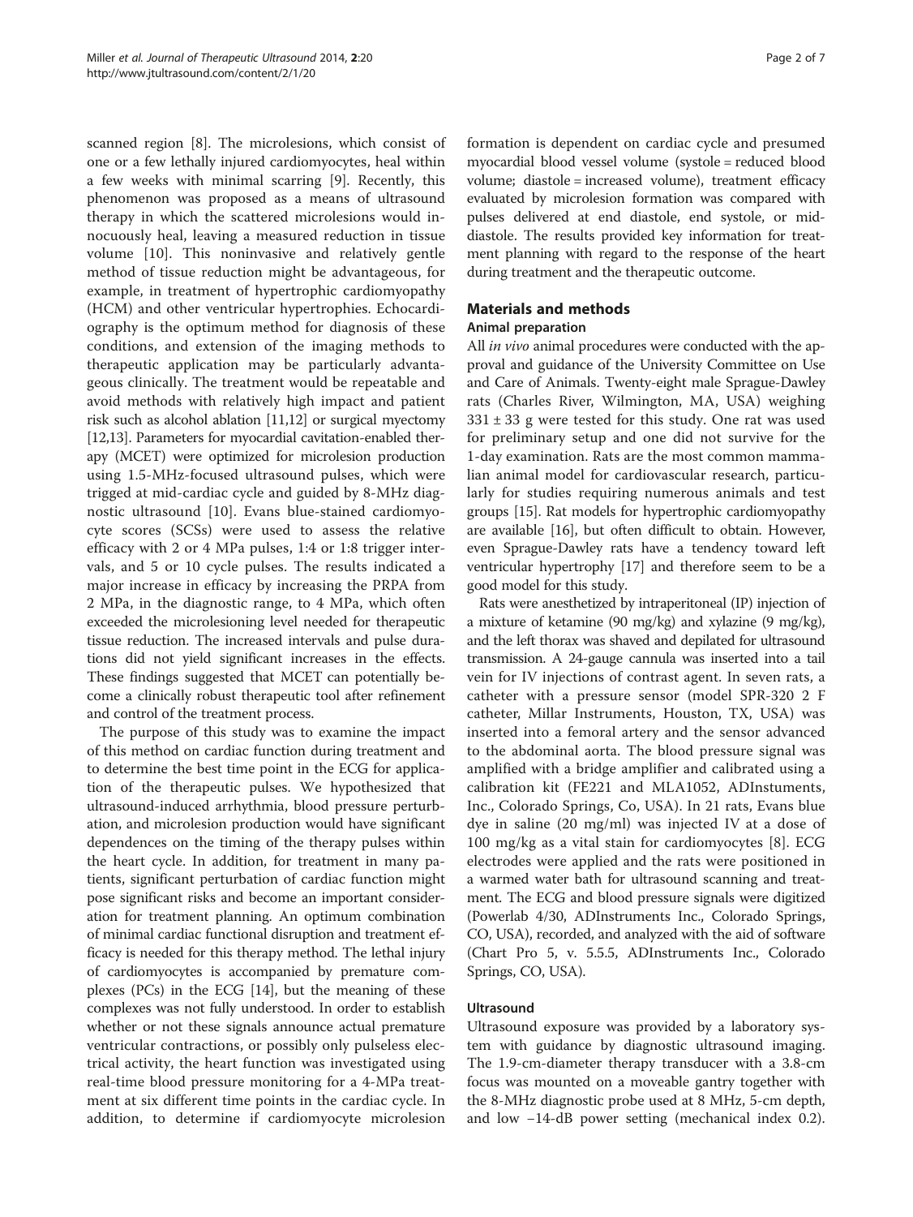scanned region [8]. The microlesions, which consist of one or a few lethally injured cardiomyocytes, heal within a few weeks with minimal scarring [9]. Recently, this phenomenon was proposed as a means of ultrasound therapy in which the scattered microlesions would innocuously heal, leaving a measured reduction in tissue volume [10]. This noninvasive and relatively gentle method of tissue reduction might be advantageous, for example, in treatment of hypertrophic cardiomyopathy (HCM) and other ventricular hypertrophies. Echocardiography is the optimum method for diagnosis of these conditions, and extension of the imaging methods to therapeutic application may be particularly advantageous clinically. The treatment would be repeatable and avoid methods with relatively high impact and patient risk such as alcohol ablation [11,12] or surgical myectomy [12,13]. Parameters for myocardial cavitation-enabled therapy (MCET) were optimized for microlesion production using 1.5-MHz-focused ultrasound pulses, which were trigged at mid-cardiac cycle and guided by 8-MHz diagnostic ultrasound [10]. Evans blue-stained cardiomyocyte scores (SCSs) were used to assess the relative efficacy with 2 or 4 MPa pulses, 1:4 or 1:8 trigger intervals, and 5 or 10 cycle pulses. The results indicated a major increase in efficacy by increasing the PRPA from 2 MPa, in the diagnostic range, to 4 MPa, which often exceeded the microlesioning level needed for therapeutic tissue reduction. The increased intervals and pulse durations did not yield significant increases in the effects. These findings suggested that MCET can potentially become a clinically robust therapeutic tool after refinement and control of the treatment process.

The purpose of this study was to examine the impact of this method on cardiac function during treatment and to determine the best time point in the ECG for application of the therapeutic pulses. We hypothesized that ultrasound-induced arrhythmia, blood pressure perturbation, and microlesion production would have significant dependences on the timing of the therapy pulses within the heart cycle. In addition, for treatment in many patients, significant perturbation of cardiac function might pose significant risks and become an important consideration for treatment planning. An optimum combination of minimal cardiac functional disruption and treatment efficacy is needed for this therapy method. The lethal injury of cardiomyocytes is accompanied by premature complexes (PCs) in the ECG [14], but the meaning of these complexes was not fully understood. In order to establish whether or not these signals announce actual premature ventricular contractions, or possibly only pulseless electrical activity, the heart function was investigated using real-time blood pressure monitoring for a 4-MPa treatment at six different time points in the cardiac cycle. In addition, to determine if cardiomyocyte microlesion formation is dependent on cardiac cycle and presumed myocardial blood vessel volume (systole = reduced blood volume; diastole = increased volume), treatment efficacy evaluated by microlesion formation was compared with pulses delivered at end diastole, end systole, or mid-diastole. The results provided key information for treatment planning with regard to the response of the heart during treatment and the therapeutic outcome.

## Materials and methods

### Animal preparation

All *in vivo* animal procedures were conducted with the approval and guidance of the University Committee on Use and Care of Animals. Twenty-eight male Sprague-Dawley rats (Charles River, Wilmington, MA, USA) weighing $331 \pm 33$ g were tested for this study. One rat was used for preliminary setup and one did not survive for the 1-day examination. Rats are the most common mammalian animal model for cardiovascular research, particularly for studies requiring numerous animals and test groups [15]. Rat models for hypertrophic cardiomyopathy are available [16], but often difficult to obtain. However, even Sprague-Dawley rats have a tendency toward left ventricular hypertrophy [17] and therefore seem to be a good model for this study.

Rats were anesthetized by intraperitoneal (IP) injection of a mixture of ketamine (90 mg/kg) and xylazine (9 mg/kg), and the left thorax was shaved and depilated for ultrasound transmission. A 24-gauge cannula was inserted into a tail vein for IV injections of contrast agent. In seven rats, a catheter with a pressure sensor (model SPR-320 2 F catheter, Millar Instruments, Houston, TX, USA) was inserted into a femoral artery and the sensor advanced to the abdominal aorta. The blood pressure signal was amplified with a bridge amplifier and calibrated using a calibration kit (FE221 and MLA1052, ADInstuments, Inc., Colorado Springs, Co, USA). In 21 rats, Evans blue dye in saline (20 mg/ml) was injected IV at a dose of 100 mg/kg as a vital stain for cardiomyocytes [8]. ECG electrodes were applied and the rats were positioned in a warmed water bath for ultrasound scanning and treatment. The ECG and blood pressure signals were digitized (Powerlab 4/30, ADInstruments Inc., Colorado Springs, CO, USA), recorded, and analyzed with the aid of software (Chart Pro 5, v. 5.5.5, ADInstruments Inc., Colorado Springs, CO, USA).

### Ultrasound

Ultrasound exposure was provided by a laboratory system with guidance by diagnostic ultrasound imaging. The 1.9-cm-diameter therapy transducer with a 3.8-cm focus was mounted on a moveable gantry together with the 8-MHz diagnostic probe used at 8 MHz, 5-cm depth, and low −14-dB power setting (mechanical index 0.2).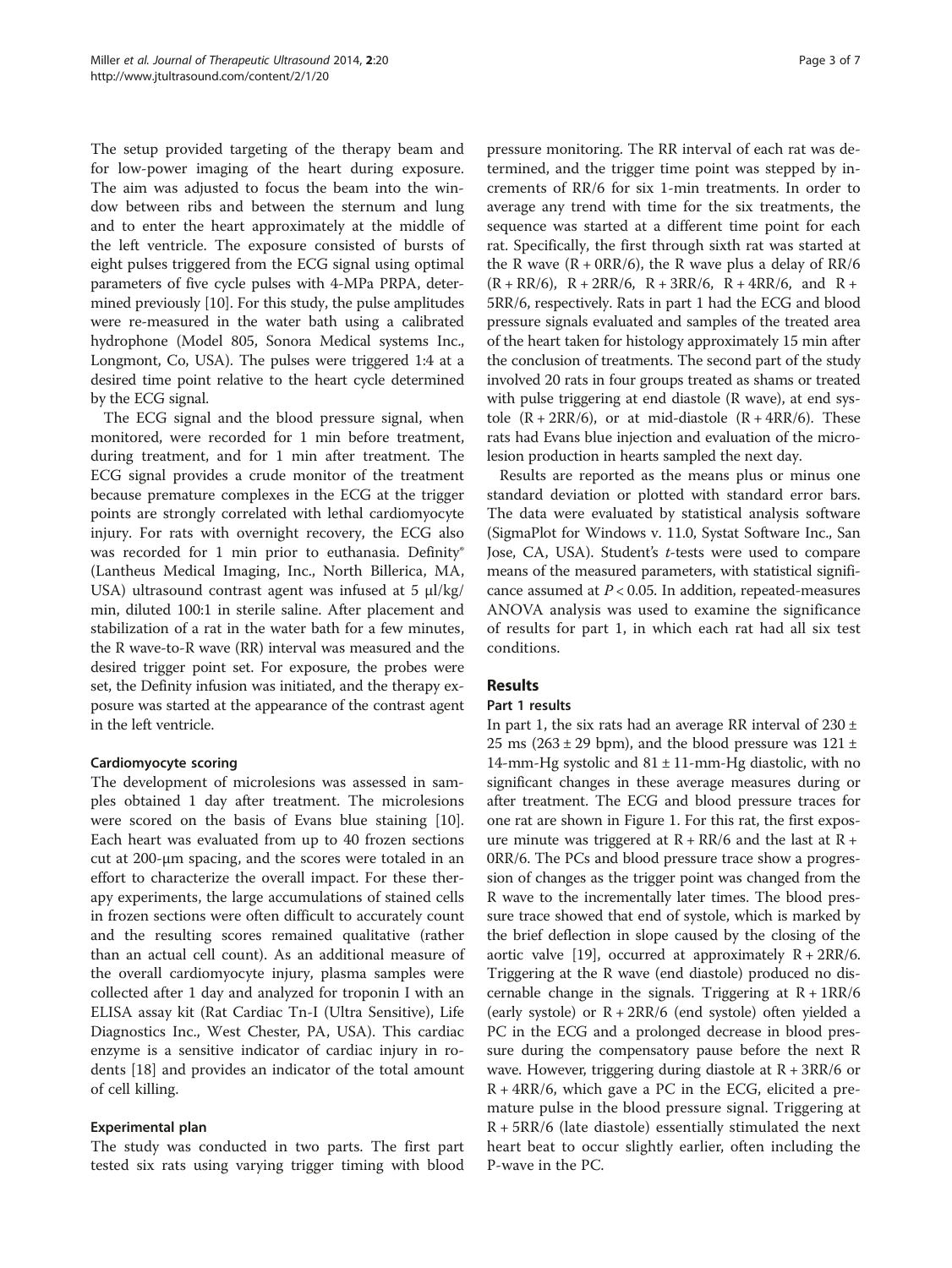The setup provided targeting of the therapy beam and for low-power imaging of the heart during exposure. The aim was adjusted to focus the beam into the window between ribs and between the sternum and lung and to enter the heart approximately at the middle of the left ventricle. The exposure consisted of bursts of eight pulses triggered from the ECG signal using optimal parameters of five cycle pulses with 4-MPa PRPA, determined previously [10]. For this study, the pulse amplitudes were re-measured in the water bath using a calibrated hydrophone (Model 805, Sonora Medical systems Inc., Longmont, Co, USA). The pulses were triggered 1:4 at a desired time point relative to the heart cycle determined by the ECG signal.

The ECG signal and the blood pressure signal, when monitored, were recorded for 1 min before treatment, during treatment, and for 1 min after treatment. The ECG signal provides a crude monitor of the treatment because premature complexes in the ECG at the trigger points are strongly correlated with lethal cardiomyocyte injury. For rats with overnight recovery, the ECG also was recorded for 1 min prior to euthanasia. Definity® (Lantheus Medical Imaging, Inc., North Billerica, MA, USA) ultrasound contrast agent was infused at 5 μl/kg/min, diluted 100:1 in sterile saline. After placement and stabilization of a rat in the water bath for a few minutes, the R wave-to-R wave (RR) interval was measured and the desired trigger point set. For exposure, the probes were set, the Definity infusion was initiated, and the therapy exposure was started at the appearance of the contrast agent in the left ventricle.

### Cardiomyocyte scoring

The development of microlesions was assessed in samples obtained 1 day after treatment. The microlesions were scored on the basis of Evans blue staining [10]. Each heart was evaluated from up to 40 frozen sections cut at 200-μm spacing, and the scores were totaled in an effort to characterize the overall impact. For these therapy experiments, the large accumulations of stained cells in frozen sections were often difficult to accurately count and the resulting scores remained qualitative (rather than an actual cell count). As an additional measure of the overall cardiomyocyte injury, plasma samples were collected after 1 day and analyzed for troponin I with an ELISA assay kit (Rat Cardiac Tn-I (Ultra Sensitive), Life Diagnostics Inc., West Chester, PA, USA). This cardiac enzyme is a sensitive indicator of cardiac injury in rodents [18] and provides an indicator of the total amount of cell killing.

### Experimental plan

The study was conducted in two parts. The first part tested six rats using varying trigger timing with blood pressure monitoring. The RR interval of each rat was determined, and the trigger time point was stepped by increments of RR/6 for six 1-min treatments. In order to average any trend with time for the six treatments, the sequence was started at a different time point for each rat. Specifically, the first through sixth rat was started at the R wave (R + 0RR/6), the R wave plus a delay of RR/6 (R + RR/6), R + 2RR/6, R + 3RR/6, R + 4RR/6, and R + 5RR/6, respectively. Rats in part 1 had the ECG and blood pressure signals evaluated and samples of the treated area of the heart taken for histology approximately 15 min after the conclusion of treatments. The second part of the study involved 20 rats in four groups treated as shams or treated with pulse triggering at end diastole (R wave), at end systole (R + 2RR/6), or at mid-diastole (R + 4RR/6). These rats had Evans blue injection and evaluation of the microlesion production in hearts sampled the next day.

Results are reported as the means plus or minus one standard deviation or plotted with standard error bars. The data were evaluated by statistical analysis software (SigmaPlot for Windows v. 11.0, Systat Software Inc., San Jose, CA, USA). Student's *t*-tests were used to compare means of the measured parameters, with statistical significance assumed at $P < 0.05$. In addition, repeated-measures ANOVA analysis was used to examine the significance of results for part 1, in which each rat had all six test conditions.

## Results

### Part 1 results

In part 1, the six rats had an average RR interval of 230 ± 25 ms (263 ± 29 bpm), and the blood pressure was 121 ± 14-mm-Hg systolic and 81 ± 11-mm-Hg diastolic, with no significant changes in these average measures during or after treatment. The ECG and blood pressure traces for one rat are shown in Figure 1. For this rat, the first exposure minute was triggered at R + RR/6 and the last at R + 0RR/6. The PCs and blood pressure trace show a progression of changes as the trigger point was changed from the R wave to the incrementally later times. The blood pressure trace showed that end of systole, which is marked by the brief deflection in slope caused by the closing of the aortic valve [19], occurred at approximately R + 2RR/6. Triggering at the R wave (end diastole) produced no discernable change in the signals. Triggering at R + 1RR/6 (early systole) or R + 2RR/6 (end systole) often yielded a PC in the ECG and a prolonged decrease in blood pressure during the compensatory pause before the next R wave. However, triggering during diastole at R + 3RR/6 or R + 4RR/6, which gave a PC in the ECG, elicited a premature pulse in the blood pressure signal. Triggering at R + 5RR/6 (late diastole) essentially stimulated the next heart beat to occur slightly earlier, often including the P-wave in the PC.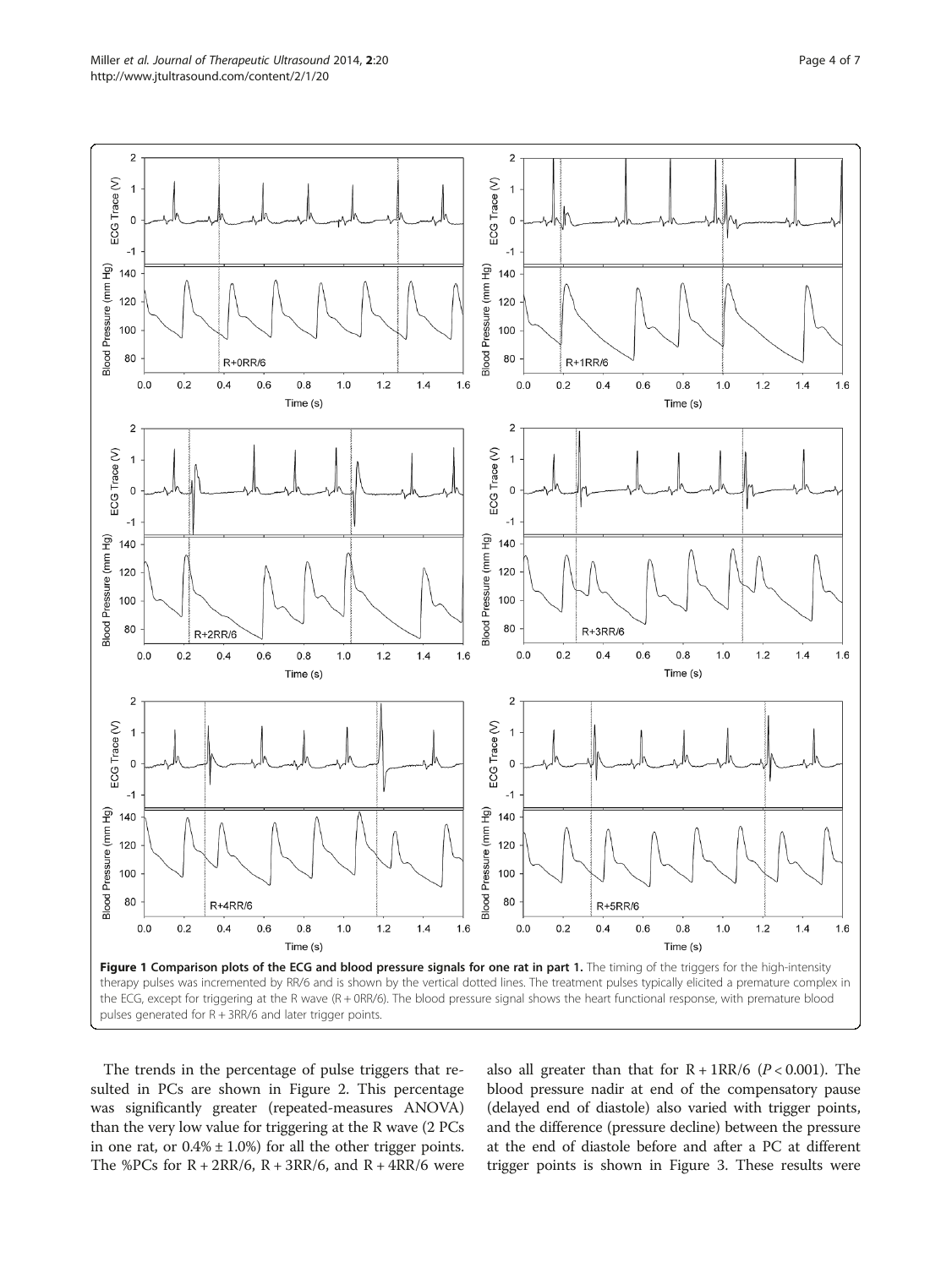**Figure 1 Comparison plots of the ECG and blood pressure signals for one rat in part 1.** The timing of the triggers for the high-intensity therapy pulses was incremented by RR/6 and is shown by the vertical dotted lines. The treatment pulses typically elicited a premature complex in the ECG, except for triggering at the R wave (R + 0RR/6). The blood pressure signal shows the heart functional response, with premature blood pulses generated for R + 3RR/6 and later trigger points.

The trends in the percentage of pulse triggers that resulted in PCs are shown in Figure 2. This percentage was significantly greater (repeated-measures ANOVA) than the very low value for triggering at the R wave (2 PCs in one rat, or $0.4\% \pm 1.0\%$) for all the other trigger points. The %PCs for R + 2RR/6, R + 3RR/6, and R + 4RR/6 were also all greater than that for R + 1RR/6 ($P < 0.001$). The blood pressure nadir at end of the compensatory pause (delayed end of diastole) also varied with trigger points, and the difference (pressure decline) between the pressure at the end of diastole before and after a PC at different trigger points is shown in Figure 3. These results were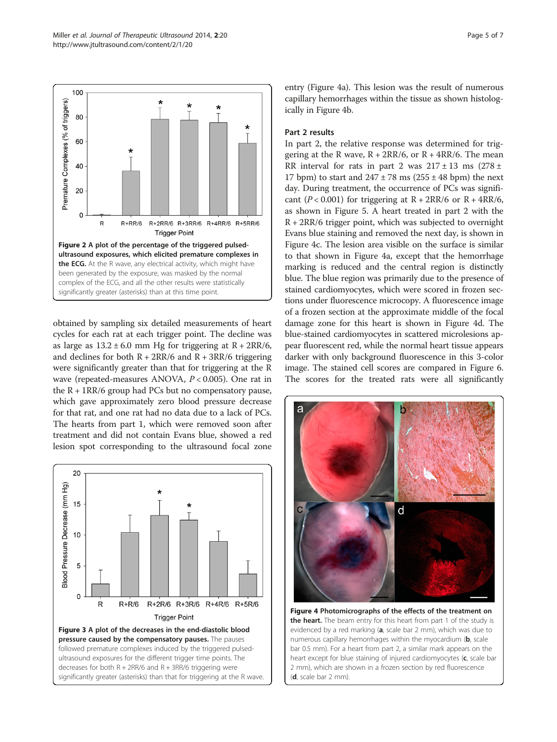Figure 2 A plot of the percentage of the triggered pulsed-ultrasound exposures, which elicited premature complexes in the ECG. At the R wave, any electrical activity, which might have been generated by the exposure, was masked by the normal complex of the ECG, and all the other results were statistically significantly greater (asterisks) than at this time point.

obtained by sampling six detailed measurements of heart cycles for each rat at each trigger point. The decline was as large as $13.2 \pm 6.0$ mm Hg for triggering at R + 2RR/6, and declines for both R + 2RR/6 and R + 3RR/6 triggering were significantly greater than that for triggering at the R wave (repeated-measures ANOVA, $P < 0.005$). One rat in the R + 1RR/6 group had PCs but no compensatory pause, which gave approximately zero blood pressure decrease for that rat, and one rat had no data due to a lack of PCs. The hearts from part 1, which were removed soon after treatment and did not contain Evans blue, showed a red lesion spot corresponding to the ultrasound focal zone entry (Figure 4a). This lesion was the result of numerous capillary hemorrhages within the tissue as shown histologically in Figure 4b.

Figure 3 A plot of the decreases in the end-diastolic blood pressure caused by the compensatory pauses. The pauses followed premature complexes induced by the triggered pulsed-ultrasound exposures for the different trigger time points. The decreases for both R + 2RR/6 and R + 3RR/6 triggering were significantly greater (asterisks) than that for triggering at the R wave.

### Part 2 results

In part 2, the relative response was determined for triggering at the R wave, R + 2RR/6, or R + 4RR/6. The mean RR interval for rats in part 2 was $217 \pm 13$ ms ($278 \pm 17$ bpm) to start and $247 \pm 78$ ms ($255 \pm 48$ bpm) the next day. During treatment, the occurrence of PCs was significant ($P < 0.001$) for triggering at R + 2RR/6 or R + 4RR/6, as shown in Figure 5. A heart treated in part 2 with the R + 2RR/6 trigger point, which was subjected to overnight Evans blue staining and removed the next day, is shown in Figure 4c. The lesion area visible on the surface is similar to that shown in Figure 4a, except that the hemorrhage marking is reduced and the central region is distinctly blue. The blue region was primarily due to the presence of stained cardiomyocytes, which were scored in frozen sections under fluorescence microcopy. A fluorescence image of a frozen section at the approximate middle of the focal damage zone for this heart is shown in Figure 4d. The blue-stained cardiomyocytes in scattered microlesions appear fluorescent red, while the normal heart tissue appears darker with only background fluorescence in this 3-color image. The stained cell scores are compared in Figure 6. The scores for the treated rats were all significantly

Figure 4 Photomicrographs of the effects of the treatment on the heart. The beam entry for this heart from part 1 of the study is evidenced by a red marking (**a**, scale bar 2 mm), which was due to numerous capillary hemorrhages within the myocardium (**b**, scale bar 0.5 mm). For a heart from part 2, a similar mark appears on the heart except for blue staining of injured cardiomyocytes (**c**, scale bar 2 mm), which are shown in a frozen section by red fluorescence (**d**, scale bar 2 mm).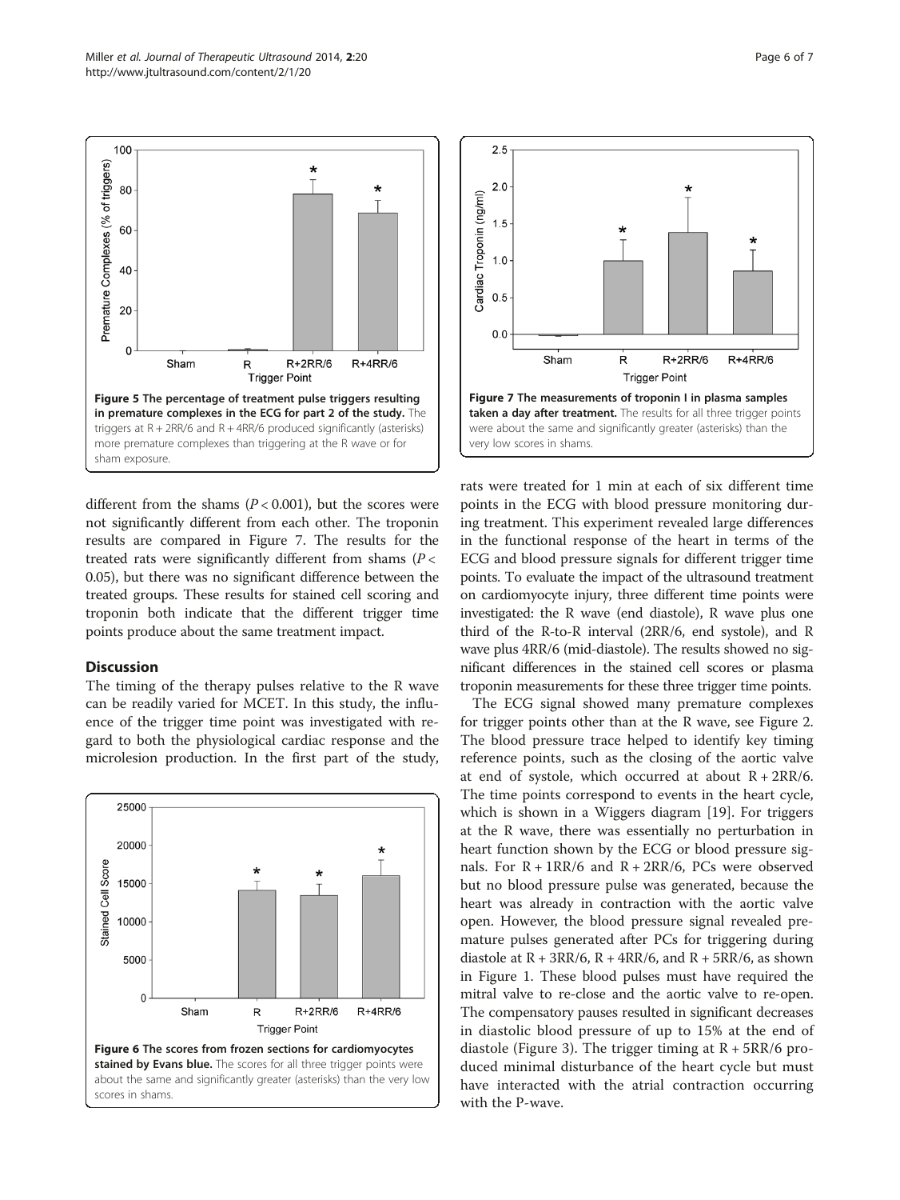Figure 5 The percentage of treatment pulse triggers resulting in premature complexes in the ECG for part 2 of the study. The triggers at R + 2RR/6 and R + 4RR/6 produced significantly (asterisks) more premature complexes than triggering at the R wave or for sham exposure.

Figure 7 The measurements of troponin I in plasma samples taken a day after treatment. The results for all three trigger points were about the same and significantly greater (asterisks) than the very low scores in shams.

different from the shams ($P < 0.001$), but the scores were not significantly different from each other. The troponin results are compared in Figure 7. The results for the treated rats were significantly different from shams ($P < 0.05$), but there was no significant difference between the treated groups. These results for stained cell scoring and troponin both indicate that the different trigger time points produce about the same treatment impact.

## Discussion

The timing of the therapy pulses relative to the R wave can be readily varied for MCET. In this study, the influence of the trigger time point was investigated with regard to both the physiological cardiac response and the microlesion production. In the first part of the study, rats were treated for 1 min at each of six different time points in the ECG with blood pressure monitoring during treatment. This experiment revealed large differences in the functional response of the heart in terms of the ECG and blood pressure signals for different trigger time points. To evaluate the impact of the ultrasound treatment on cardiomyocyte injury, three different time points were investigated: the R wave (end diastole), R wave plus one third of the R-to-R interval (2RR/6, end systole), and R wave plus 4RR/6 (mid-diastole). The results showed no significant differences in the stained cell scores or plasma troponin measurements for these three trigger time points.

Figure 6 The scores from frozen sections for cardiomyocytes stained by Evans blue. The scores for all three trigger points were about the same and significantly greater (asterisks) than the very low scores in shams.

The ECG signal showed many premature complexes for trigger points other than at the R wave, see Figure 2. The blood pressure trace helped to identify key timing reference points, such as the closing of the aortic valve at end of systole, which occurred at about R + 2RR/6. The time points correspond to events in the heart cycle, which is shown in a Wiggers diagram [19]. For triggers at the R wave, there was essentially no perturbation in heart function shown by the ECG or blood pressure signals. For R + 1RR/6 and R + 2RR/6, PCs were observed but no blood pressure pulse was generated, because the heart was already in contraction with the aortic valve open. However, the blood pressure signal revealed premature pulses generated after PCs for triggering during diastole at R + 3RR/6, R + 4RR/6, and R + 5RR/6, as shown in Figure 1. These blood pulses must have required the mitral valve to re-close and the aortic valve to re-open. The compensatory pauses resulted in significant decreases in diastolic blood pressure of up to 15% at the end of diastole (Figure 3). The trigger timing at R + 5RR/6 produced minimal disturbance of the heart cycle but must have interacted with the atrial contraction occurring with the P-wave.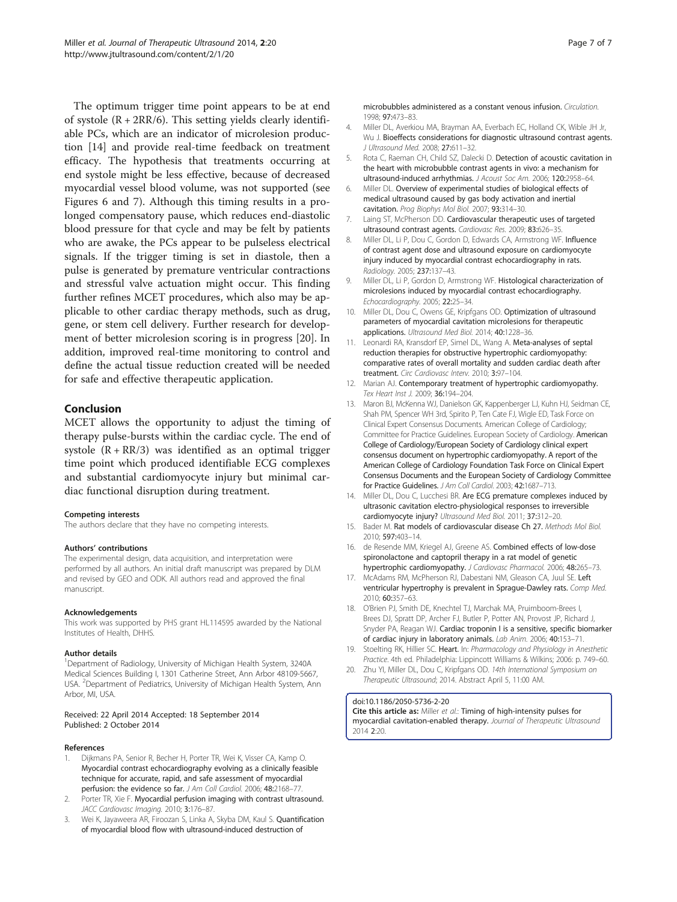The optimum trigger time point appears to be at end of systole (R + 2RR/6). This setting yields clearly identifiable PCs, which are an indicator of microlesion production [14] and provide real-time feedback on treatment efficacy. The hypothesis that treatments occurring at end systole might be less effective, because of decreased myocardial vessel blood volume, was not supported (see Figures 6 and 7). Although this timing results in a prolonged compensatory pause, which reduces end-diastolic blood pressure for that cycle and may be felt by patients who are awake, the PCs appear to be pulseless electrical signals. If the trigger timing is set in diastole, then a pulse is generated by premature ventricular contractions and stressful valve actuation might occur. This finding further refines MCET procedures, which also may be applicable to other cardiac therapy methods, such as drug, gene, or stem cell delivery. Further research for development of better microlesion scoring is in progress [20]. In addition, improved real-time monitoring to control and define the actual tissue reduction created will be needed for safe and effective therapeutic application.

## Conclusion

MCET allows the opportunity to adjust the timing of therapy pulse-bursts within the cardiac cycle. The end of systole (R + RR/3) was identified as an optimal trigger time point which produced identifiable ECG complexes and substantial cardiomyocyte injury but minimal cardiac functional disruption during treatment.

#### Competing interests

The authors declare that they have no competing interests.

#### Authors' contributions

The experimental design, data acquisition, and interpretation were performed by all authors. An initial draft manuscript was prepared by DLM and revised by GEO and ODK. All authors read and approved the final manuscript.

#### Acknowledgements

This work was supported by PHS grant HL114595 awarded by the National Institutes of Health, DHHS.

#### Author details

[1]Department of Radiology, University of Michigan Health System, 3240A Medical Sciences Building I, 1301 Catherine Street, Ann Arbor 48109-5667, USA. [2]Department of Pediatrics, University of Michigan Health System, Ann Arbor, MI, USA.

Received: 22 April 2014 Accepted: 18 September 2014
Published: 2 October 2014

#### References

1. Dijkmans PA, Senior R, Becher H, Porter TR, Wei K, Visser CA, Kamp O. **Myocardial contrast echocardiography evolving as a clinically feasible technique for accurate, rapid, and safe assessment of myocardial perfusion: the evidence so far.** *J Am Coll Cardiol.* 2006; **48**:2168–77.
2. Porter TR, Xie F. **Myocardial perfusion imaging with contrast ultrasound.** *JACC Cardiovasc Imaging.* 2010; **3**:176–87.
3. Wei K, Jayaweera AR, Firoozan S, Linka A, Skyba DM, Kaul S. **Quantification of myocardial blood flow with ultrasound-induced destruction of microbubbles administered as a constant venous infusion.** *Circulation.* 1998; **97**:473–83.
4. Miller DL, Averkiou MA, Brayman AA, Everbach EC, Holland CK, Wible JH Jr, Wu J. **Bioeffects considerations for diagnostic ultrasound contrast agents.** *J Ultrasound Med.* 2008; **27**:611–32.
5. Rota C, Raeman CH, Child SZ, Dalecki D. **Detection of acoustic cavitation in the heart with microbubble contrast agents in vivo: a mechanism for ultrasound-induced arrhythmias.** *J Acoust Soc Am.* 2006; **120**:2958–64.
6. Miller DL. **Overview of experimental studies of biological effects of medical ultrasound caused by gas body activation and inertial cavitation.** *Prog Biophys Mol Biol.* 2007; **93**:314–30.
7. Laing ST, McPherson DD. **Cardiovascular therapeutic uses of targeted ultrasound contrast agents.** *Cardiovasc Res.* 2009; **83**:626–35.
8. Miller DL, Li P, Dou C, Gordon D, Edwards CA, Armstrong WF. **Influence of contrast agent dose and ultrasound exposure on cardiomyocyte injury induced by myocardial contrast echocardiography in rats.** *Radiology.* 2005; **237**:137–43.
9. Miller DL, Li P, Gordon D, Armstrong WF. **Histological characterization of microlesions induced by myocardial contrast echocardiography.** *Echocardiography.* 2005; **22**:25–34.
10. Miller DL, Dou C, Owens GE, Kripfgans OD. **Optimization of ultrasound parameters of myocardial cavitation microlesions for therapeutic applications.** *Ultrasound Med Biol.* 2014; **40**:1228–36.
11. Leonardi RA, Kransdorf EP, Simel DL, Wang A. **Meta-analyses of septal reduction therapies for obstructive hypertrophic cardiomyopathy: comparative rates of overall mortality and sudden cardiac death after treatment.** *Circ Cardiovasc Interv.* 2010; **3**:97–104.
12. Marian AJ. **Contemporary treatment of hypertrophic cardiomyopathy.** *Tex Heart Inst J.* 2009; **36**:194–204.
13. Maron BJ, McKenna WJ, Danielson GK, Kappenberger LJ, Kuhn HJ, Seidman CE, Shah PM, Spencer WH 3rd, Spirito P, Ten Cate FJ, Wigle ED, Task Force on Clinical Expert Consensus Documents. American College of Cardiology; Committee for Practice Guidelines. European Society of Cardiology. **American College of Cardiology/European Society of Cardiology clinical expert consensus document on hypertrophic cardiomyopathy. A report of the American College of Cardiology Foundation Task Force on Clinical Expert Consensus Documents and the European Society of Cardiology Committee for Practice Guidelines.** *J Am Coll Cardiol.* 2003; **42**:1687–713.
14. Miller DL, Dou C, Lucchesi BR. **Are ECG premature complexes induced by ultrasonic cavitation electro-physiological responses to irreversible cardiomyocyte injury?** *Ultrasound Med Biol.* 2011; **37**:312–20.
15. Bader M. **Rat models of cardiovascular disease Ch 27.** *Methods Mol Biol.* 2010; **597**:403–14.
16. de Resende MM, Kriegel AJ, Greene AS. **Combined effects of low-dose spironolactone and captopril therapy in a rat model of genetic hypertrophic cardiomyopathy.** *J Cardiovasc Pharmacol.* 2006; **48**:265–73.
17. McAdams RM, McPherson RJ, Dabestani NM, Gleason CA, Juul SE. **Left ventricular hypertrophy is prevalent in Sprague-Dawley rats.** *Comp Med.* 2010; **60**:357–63.
18. O'Brien PJ, Smith DE, Knechtel TJ, Marchak MA, Pruimboom-Brees I, Brees DJ, Spratt DP, Archer FJ, Butler P, Potter AN, Provost JP, Richard J, Snyder PA, Reagan WJ. **Cardiac troponin I is a sensitive, specific biomarker of cardiac injury in laboratory animals.** *Lab Anim.* 2006; **40**:153–71.
19. Stoelting RK, Hillier SC. **Heart.** In: *Pharmacology and Physiology in Anesthetic Practice.* 4th ed. Philadelphia: Lippincott Williams & Wilkins; 2006: p. 749–60.
20. Zhu YI, Miller DL, Dou C, Kripfgans OD. *14th International Symposium on Therapeutic Ultrasound*; 2014. Abstract April 5, 11:00 AM.

doi:10.1186/2050-5736-2-20
**Cite this article as:** Miller *et al.*: Timing of high-intensity pulses for myocardial cavitation-enabled therapy. *Journal of Therapeutic Ultrasound* 2014 **2**:20.